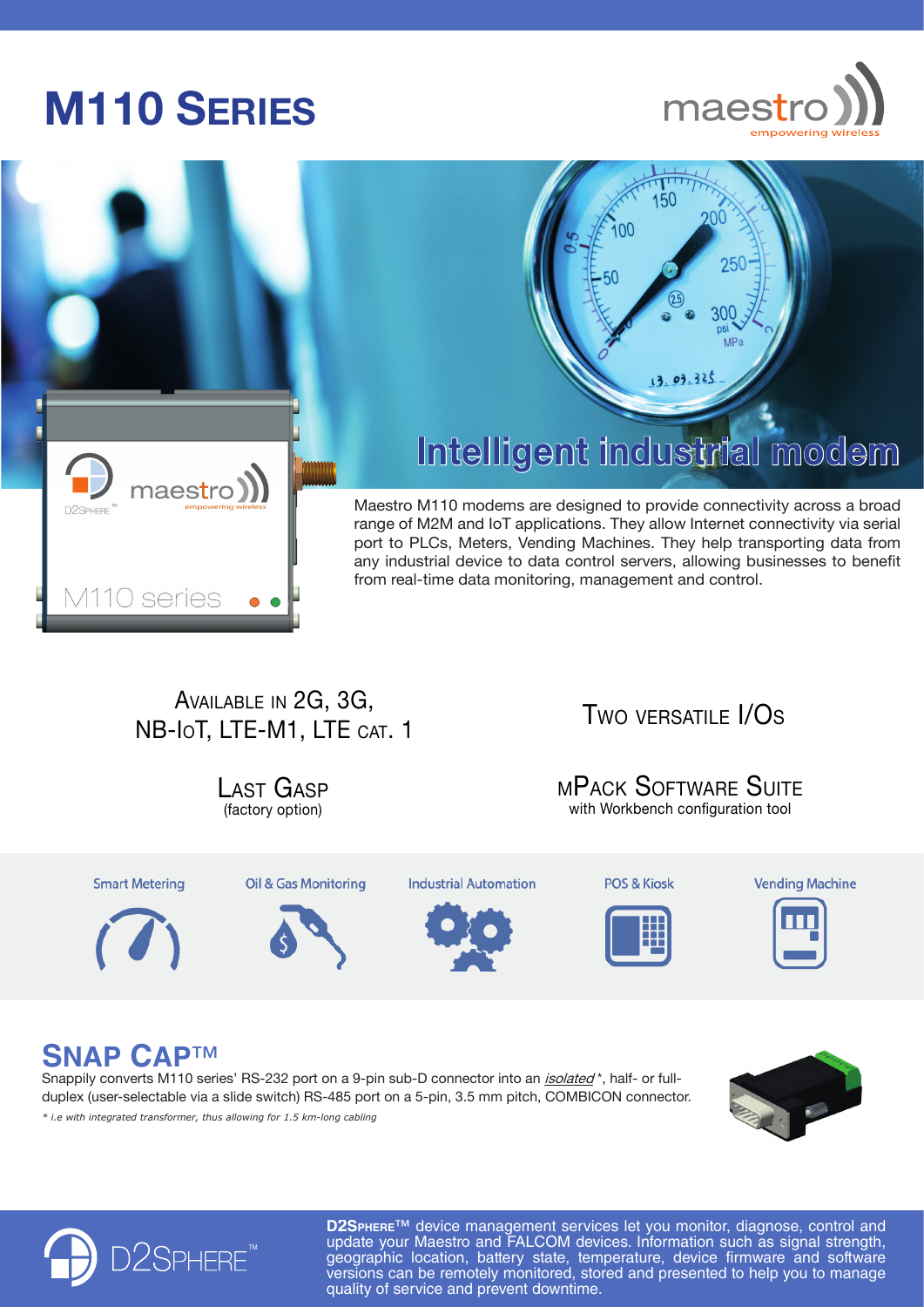# M110 Series

maestro
empowering wireless

## Intelligent industrial modem

Maestro M110 modems are designed to provide connectivity across a broad range of M2M and IoT applications. They allow Internet connectivity via serial port to PLCs, Meters, Vending Machines. They help transporting data from any industrial device to data control servers, allowing businesses to benefit from real-time data monitoring, management and control.

Available in 2G, 3G, NB-IoT, LTE-M1, LTE cat. 1

Two versatile I/Os

Last Gasp
(factory option)

mPack Software Suite
with Workbench configuration tool

Smart Metering | Oil & Gas Monitoring | Industrial Automation | POS & Kiosk | Vending Machine

## SNAP CAP™

Snappily converts M110 series' RS-232 port on a 9-pin sub-D connector into an *isolated* *, half- or full-duplex (user-selectable via a slide switch) RS-485 port on a 5-pin, 3.5 mm pitch, COMBICON connector.

*\* i.e with integrated transformer, thus allowing for 1.5 km-long cabling*

**D2Sphere**™ device management services let you monitor, diagnose, control and update your Maestro and FALCOM devices. Information such as signal strength, geographic location, battery state, temperature, device firmware and software versions can be remotely monitored, stored and presented to help you to manage quality of service and prevent downtime.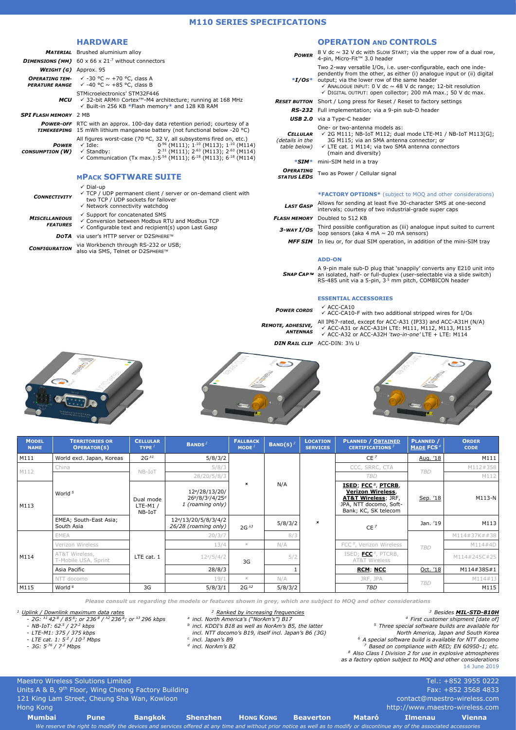# M110 SERIES SPECIFICATIONS

## HARDWARE

***MATERIAL*** Brushed aluminium alloy

***DIMENSIONS (MM)*** 60 x 66 x 21.7 without connectors

***WEIGHT (G)*** Approx. 95

***OPERATING TEMPERATURE RANGE***
- ✓ -30 °C ~ +70 °C, class A
- ✓ -40 °C ~ +85 °C, class B

***MCU*** STMicroelectronics' STM32F446
- ✓ 32-bit ARM® Cortex™-M4 architecture; running at 168 MHz
- ✓ Built-in 256 KB *Flash memory* and 128 KB RAM

***SPI FLASH MEMORY*** 2 MB

***POWER-OFF TIMEKEEPING*** RTC with an approx. 100-day data retention period; courtesy of a 15 mWh lithium manganese battery (not functional below -20 °C)

***POWER CONSUMPTION (W)*** All figures worst-case (70 °C, 32 V, all subsystems fired on, etc.)
- ✓ Idle: 0.96 (M111); 1.10 (M113); 1.10 (M114)
- ✓ Standby: 2.31 (M111); 2.63 (M113); 2.63 (M114)
- ✓ Communication (Tx max.): 5.54 (M111); 6.18 (M113); 6.18 (M114)

## MPACK SOFTWARE SUITE

***CONNECTIVITY***
- ✓ Dial-up
- ✓ TCP / UDP permanent client / server or on-demand client with two TCP / UDP sockets for failover
- ✓ Network connectivity watchdog

***MISCELLANEOUS FEATURES***
- ✓ Support for concatenated SMS
- ✓ Conversion between Modbus RTU and Modbus TCP
- ✓ Configurable text and recipient(s) upon Last Gasp

***DOTA*** via user's HTTP server or D2SPHERE™

***CONFIGURATION*** via Workbench through RS-232 or USB; also via SMS, Telnet or D2SPHERE™

## OPERATION AND CONTROLS

***POWER*** 8 V dc ~ 32 V dc with SLOW START; via the upper row of a dual row, 4-pin, Micro-Fit™ 3.0 header

****I/OS**** Two 2-way versatile I/Os, i.e. user-configurable, each one independently from the other, as either (i) analogue input or (ii) digital output; via the lower row of the same header
- ✓ ANALOGUE INPUT: 0 V dc ~ 48 V dc range; 12-bit resolution
- ✓ DIGITAL OUTPUT: open collector; 200 mA max.; 50 V dc max.

***RESET BUTTON*** Short / Long press for Reset / Reset to factory settings

***RS-232*** Full implementation; via a 9-pin sub-D header

***USB 2.0*** via a Type-C header

***CELLULAR*** *(details in the table below)* One- or two-antenna models as:
- ✓ 2G M111; NB-IoT M112; dual mode LTE-M1 / NB-IoT M113[G]; 3G M115; via an SMA antenna connector; or
- ✓ LTE cat. 1 M114; via two SMA antenna connectors (main and diversity)

****SIM**** mini-SIM held in a tray

***OPERATING STATUS LEDS*** Two as Power / Cellular signal

### *FACTORY OPTIONS* (subject to MOQ and other considerations)

***LAST GASP*** Allows for sending at least five 30-character SMS at one-second intervals; courtesy of two industrial-grade super caps

***FLASH MEMORY*** Doubled to 512 KB

***3-WAY I/OS*** Third possible configuration as (iii) analogue input suited to current loop sensors (aka 4 mA ~ 20 mA sensors)

***MFF SIM*** In lieu or, for dual SIM operation, in addition of the mini-SIM tray

### ADD-ON

***SNAP CAP™*** A 9-pin male sub-D plug that 'snappily' converts any E210 unit into an isolated, half- or full-duplex (user-selectable via a slide switch) RS-485 unit via a 5-pin, 3.5 mm pitch, COMBICON header

### ESSENTIAL ACCESSORIES

***POWER CORDS***
- ✓ ACC-CA10
- ✓ ACC-CA10-F with two additional stripped wires for I/Os

***REMOTE, ADHESIVE, ANTENNAS*** All IP67-rated, except for ACC-A31 (IP33) and ACC-A31H (N/A)
- ✓ ACC-A31 or ACC-A31H LTE: M111, M112, M113, M115
- ✓ ACC-A32 or ACC-A32H *'two-in-one'* LTE + LTE: M114

***DIN RAIL CLIP*** ACC-DIN: 3½ U

| MODEL NAME | TERRITORIES OR OPERATOR(S) | CELLULAR TYPE [1] | BANDS [2] | FALLBACK MODE [1] | BAND(S) [2] | LOCATION SERVICES | PLANNED / OBTAINED CERTIFICATIONS [3] | PLANNED / MADE FCS [4] | ORDER CODE |
|---|---|---|---|---|---|---|---|---|---|
| M111 | World excl. Japan, Koreas | 2G [λ1] | 5/8/3/2 | × | N/A | × | CE [7] | Aug. '18 | M111 |
| M112 | China | NB-IoT | 5/8/3 | | | | CCC, SRRC, CTA | TBD | M112#358 |
| | World [5] | | 28/20/5/8/3 | | | | TBD | | M112 |
| M113 | World [5] | Dual mode LTE-M1 / NB-IoT | 12[a]/28/13/20/ 26[b]/8/3[c]/4/25[d] *1 (roaming only)* | | | | **ISED**; **FCC** [8], **PTCRB**, **Verizon Wireless**, **AT&T Wireless**; JRF, JPA, NTT docomo, Soft-Bank; KC, SK telecom | Sep. '18 | M113-N |
| | EMEA; South-East Asia; South Asia | | 12[a]/13/20/5/8/3/4/2 *26/28 (roaming only)* | 2G [λ3] | 5/8/3/2 | | CE [7] | Jan. '19 | M113 |
| M114 | EMEA | LTE cat. 1 | 20/3/7 | 3G | 8/3 | | | TBD | M114#37K##38 |
| | Verizon Wireless | | 13/4 | × | N/A | | FCC [8], Verizon Wireless | | M114#4D |
| | AT&T Wireless, T-Mobile USA, Sprint | | 12[a]/5/4/2 | 3G | 5/2 | | ISED; **FCC** [8], PTCRB, AT&T Wireless | | M114#245C#25 |
| | Asia Pacific | | 28/8/3 | | 1 | | **RCM**; **NCC** | Oct. '18 | M114#38S#1 |
| | NTT docomo | | 19/1 | × | N/A | | JRF, JPA | TBD | M114#1J |
| M115 | World [6] | 3G | 5/8/3/1 | 2G [λ2] | 5/8/3/2 | | TBD | | M115 |

*Please consult us regarding the models or features shown in grey, which are subject to MOQ and other considerations*

[1] Uplink / Downlink maximum data rates
- 2G: [λ1] 42.8 / 85.6; or 236.8 / [λ2] 236.8; or [λ3] 296 kbps
- NB-IoT: 62.5 / 27.2 kbps
- LTE-M1: 375 / 375 kbps
- LTE cat. 1: 5.2 / 10.3 Mbps
- 3G: 5.76 / 7.2 Mbps

[2] Ranked by increasing frequencies
[a] incl. North America's ("NorAm's") B17
[b] incl. KDDI's B18 as well as NorAm's B5, the latter incl. NTT docomo's B19, itself incl. Japan's B6 (3G)
[c] incl. Japan's B9
[d] incl. NorAm's B2

[3] Besides ***MIL-STD-810H***
[4] First customer shipment [date of]
[5] Three special software builds are available for North America, Japan and South Korea
[6] A special software build is available for NTT docomo
[7] Based on compliance with RED; EN 60950-1; etc.
[8] Also Class I Division 2 for use in explosive atmospheres as a factory option subject to MOQ and other considerations

14 June 2019

Maestro Wireless Solutions Limited
Units A & B, 9th Floor, Wing Cheong Factory Building
121 King Lam Street, Cheung Sha Wan, Kowloon
Hong Kong

Tel.: +852 3955 0222
Fax: +852 3568 4833
contact@maestro-wireless.com
http://www.maestro-wireless.com

**Mumbai** **Pune** **Bangkok** **Shenzhen** **HONG KONG** **Beaverton** **Mataró** **Ilmenau** **Vienna**

*We reserve the right to modify the devices and services offered at any time and without prior notice as well as to modify or discontinue any of the associated accessories*